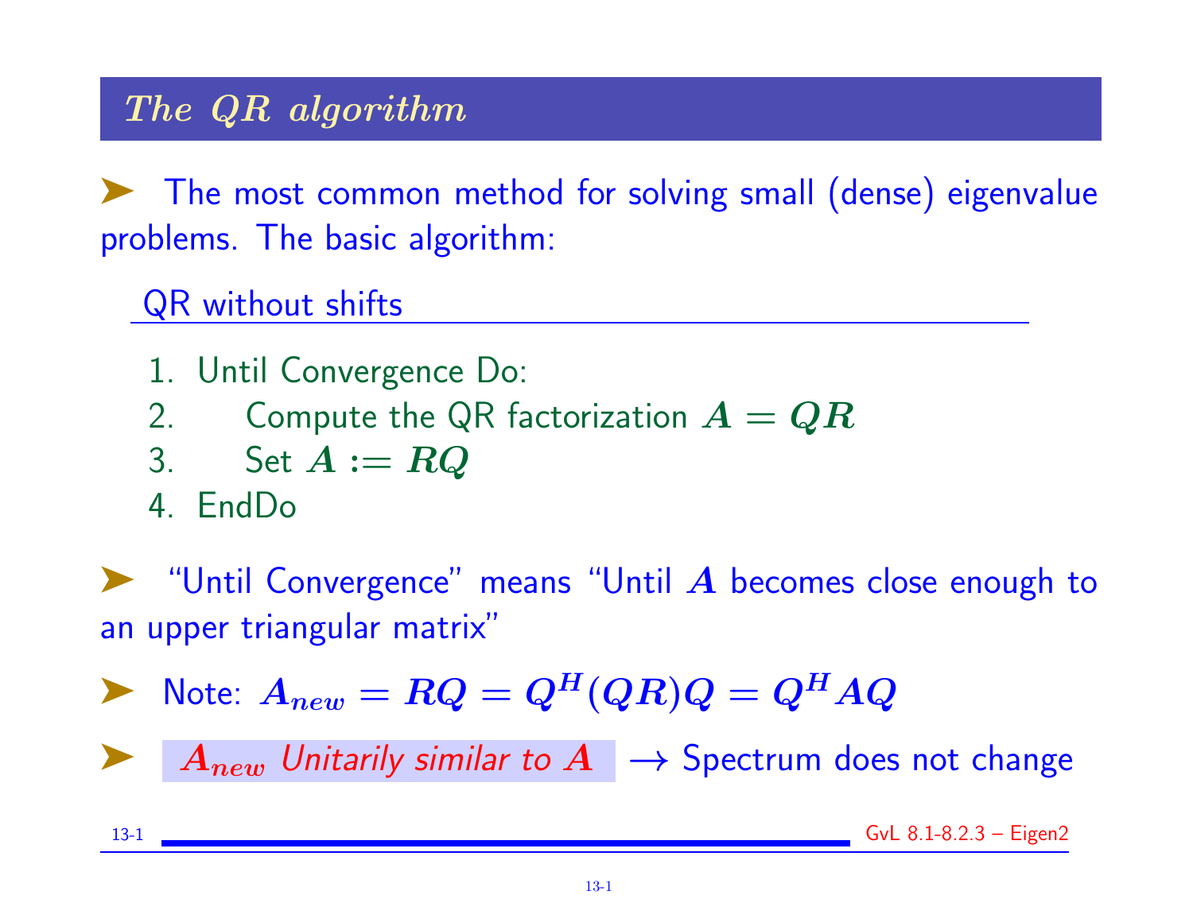# *The QR algorithm*

➤ The most common method for solving small (dense) eigenvalue problems. The basic algorithm:

QR without shifts

1. Until Convergence Do:
2. Compute the QR factorization $A = QR$
3. Set $A := RQ$
4. EndDo

➤ "Until Convergence" means "Until $A$ becomes close enough to an upper triangular matrix"

➤ Note: $A_{new} = RQ = Q^H(QR)Q = Q^H AQ$

➤ *$A_{new}$ Unitarily similar to $A$* $\rightarrow$ Spectrum does not change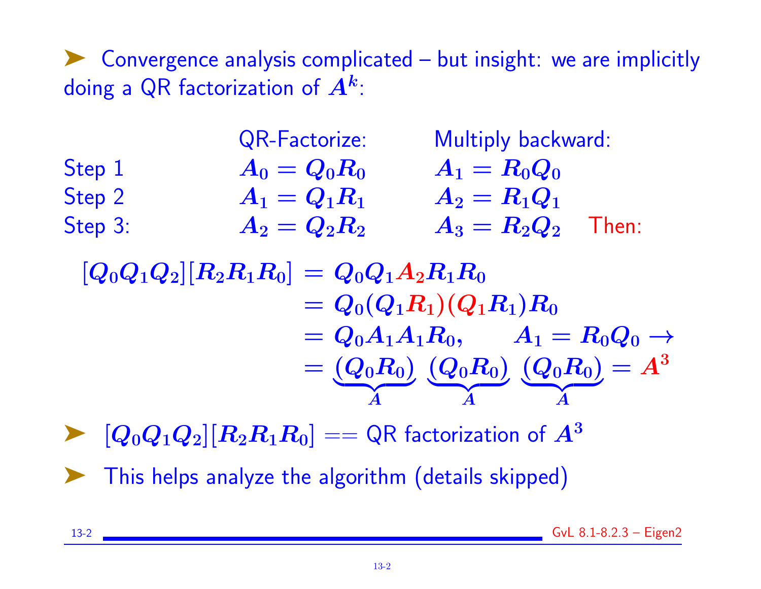- Convergence analysis complicated – but insight: we are implicitly doing a QR factorization of $A^k$:

| | QR-Factorize: | Multiply backward: | |
|---|---|---|---|
| Step 1 | $A_0 = Q_0 R_0$ | $A_1 = R_0 Q_0$ | |
| Step 2 | $A_1 = Q_1 R_1$ | $A_2 = R_1 Q_1$ | |
| Step 3: | $A_2 = Q_2 R_2$ | $A_3 = R_2 Q_2$ | Then: |

$$
\begin{aligned}
[Q_0 Q_1 Q_2][R_2 R_1 R_0] &= Q_0 Q_1 A_2 R_1 R_0 \\
&= Q_0 (Q_1 R_1)(Q_1 R_1) R_0 \\
&= Q_0 A_1 A_1 R_0, \qquad A_1 = R_0 Q_0 \rightarrow \\
&= \underbrace{(Q_0 R_0)}_{A} \underbrace{(Q_0 R_0)}_{A} \underbrace{(Q_0 R_0)}_{A} = A^3
\end{aligned}
$$

- $[Q_0 Q_1 Q_2][R_2 R_1 R_0]$ == QR factorization of $A^3$
- This helps analyze the algorithm (details skipped)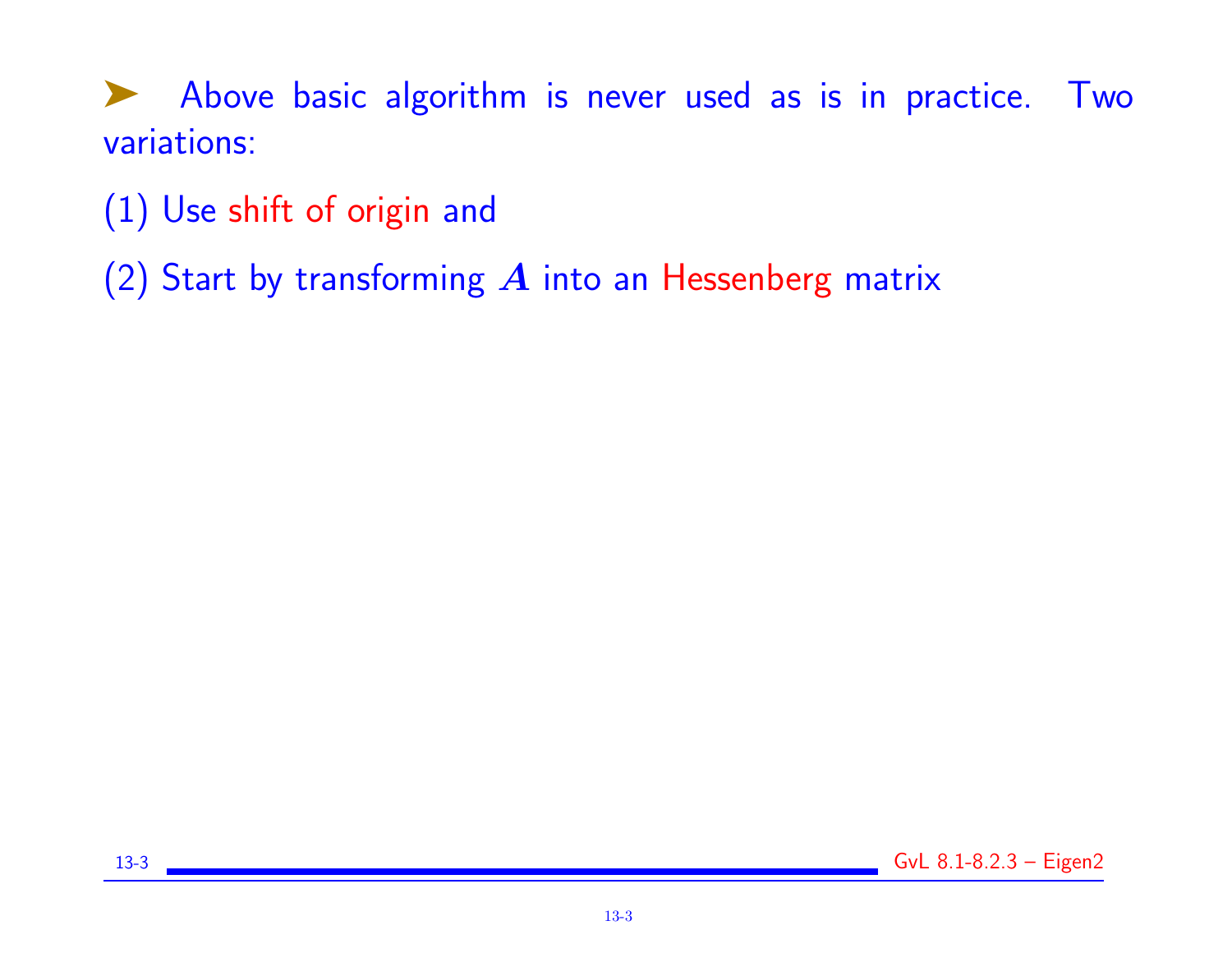➤ Above basic algorithm is never used as is in practice. Two variations:

(1) Use shift of origin and

(2) Start by transforming $A$ into an Hessenberg matrix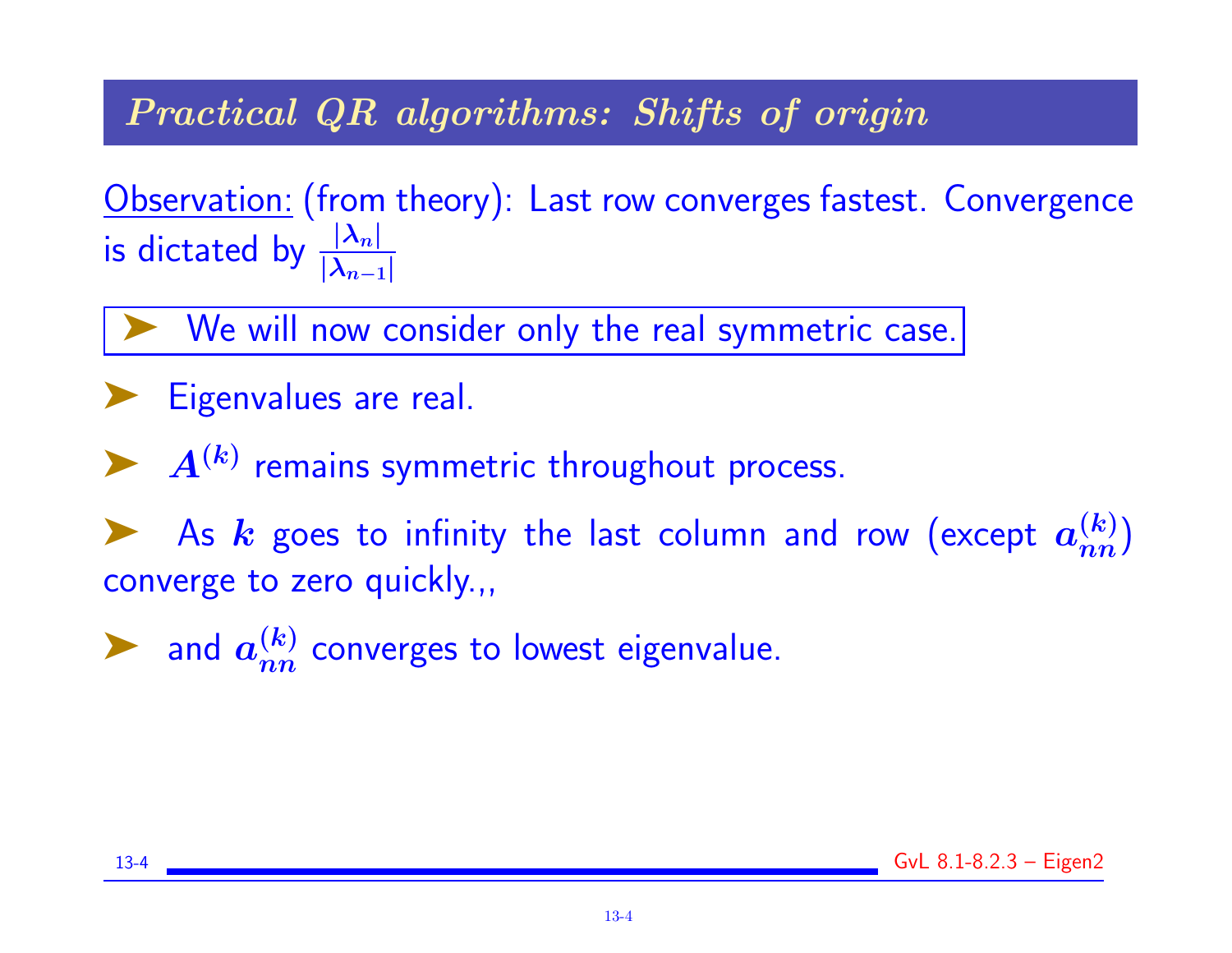## *Practical QR algorithms: Shifts of origin*

Observation: (from theory): Last row converges fastest. Convergence is dictated by $\frac{|\lambda_n|}{|\lambda_{n-1}|}$

➤ We will now consider only the real symmetric case.

➤ Eigenvalues are real.

➤ $A^{(k)}$ remains symmetric throughout process.

➤ As $k$ goes to infinity the last column and row (except $a_{nn}^{(k)}$) converge to zero quickly.,,

➤ and $a_{nn}^{(k)}$ converges to lowest eigenvalue.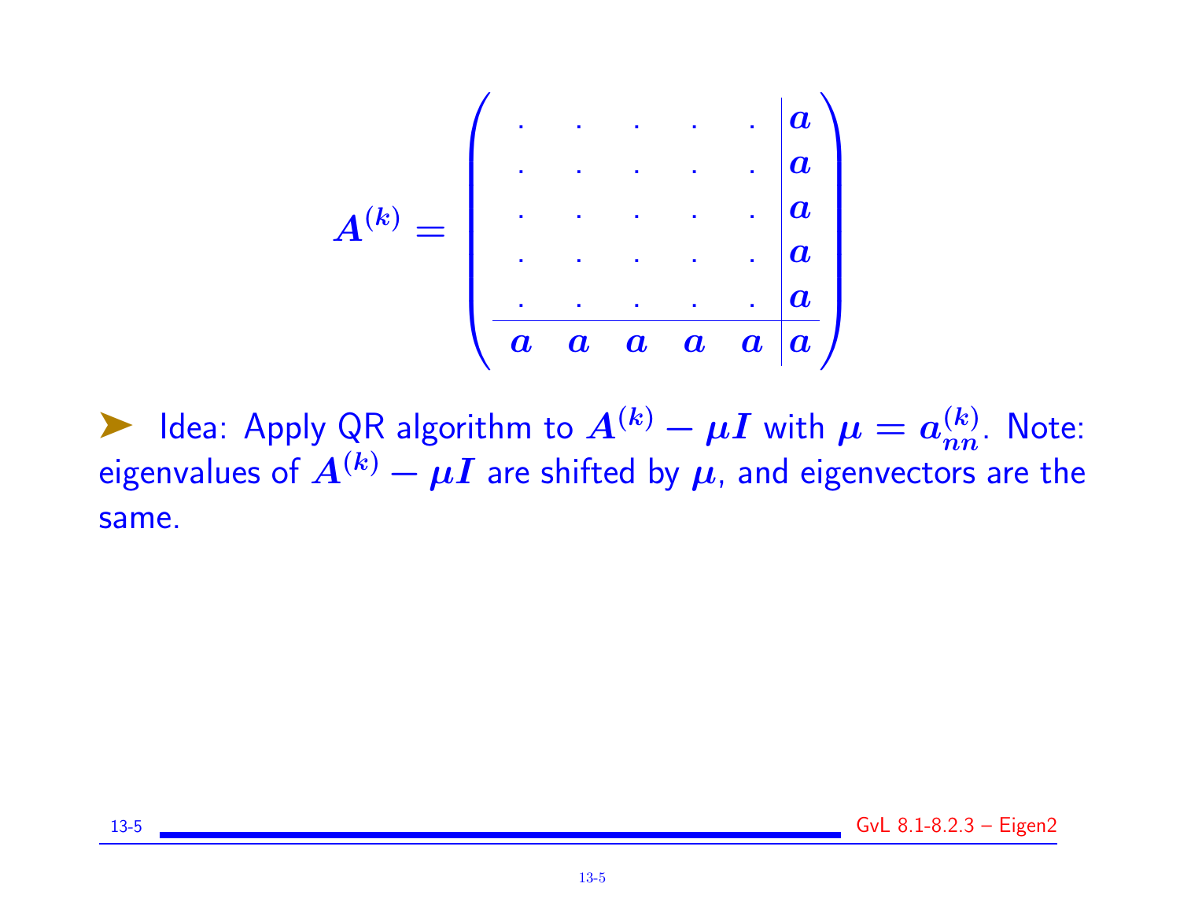$$A^{(k)} = \left( \begin{array}{ccccc|c} . & . & . & . & . & a \\ . & . & . & . & . & a \\ . & . & . & . & . & a \\ . & . & . & . & . & a \\ . & . & . & . & . & a \\ \hline a & a & a & a & a & a \end{array} \right)$$

➤ Idea: Apply QR algorithm to $A^{(k)} - \mu I$ with $\mu = a_{nn}^{(k)}$. Note: eigenvalues of $A^{(k)} - \mu I$ are shifted by $\mu$, and eigenvectors are the same.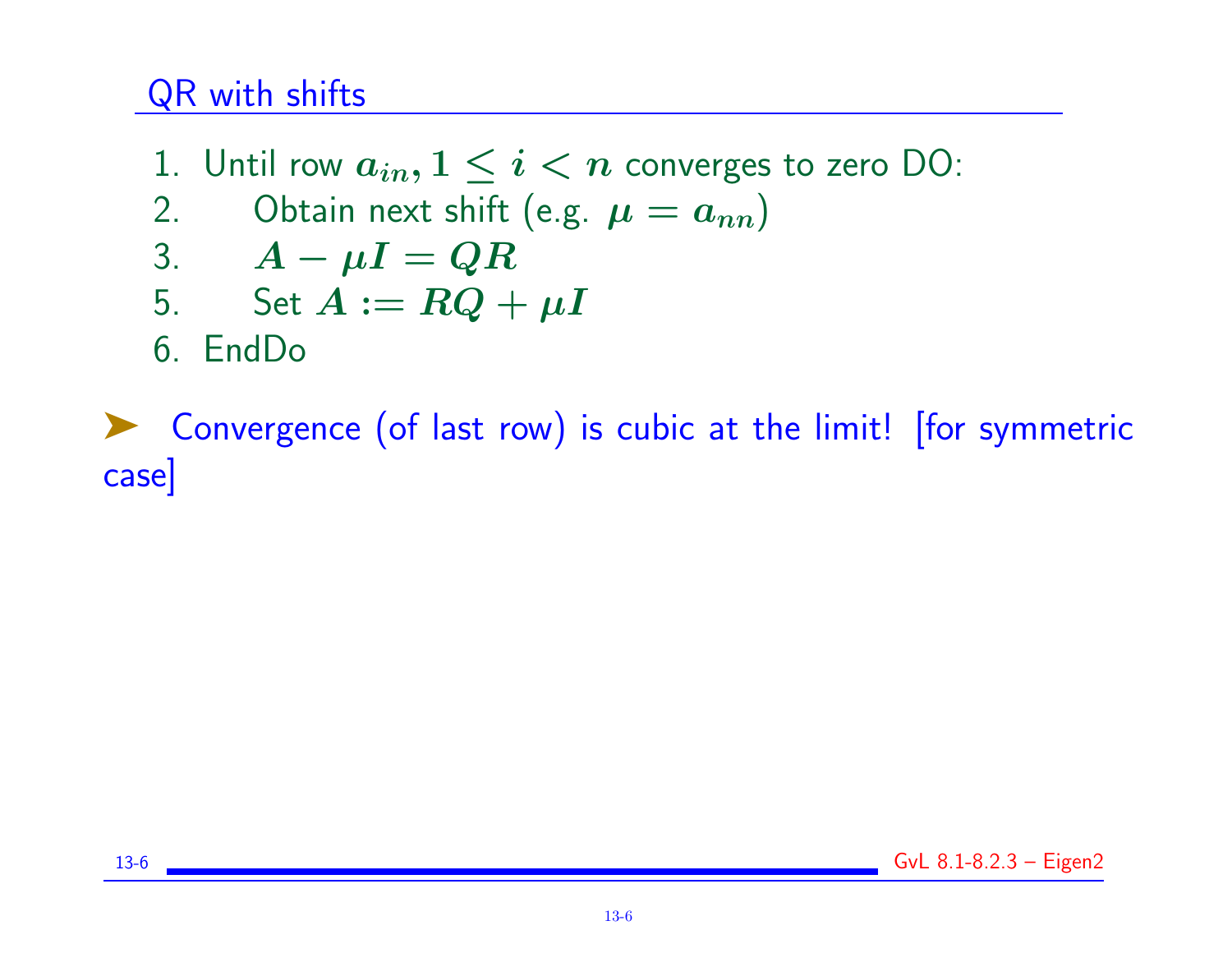## QR with shifts

1. Until row $a_{in}, 1 \leq i < n$ converges to zero DO:
2. Obtain next shift (e.g. $\mu = a_{nn}$)
3. $A - \mu I = QR$
5. Set $A := RQ + \mu I$
6. EndDo

➤ Convergence (of last row) is cubic at the limit! [for symmetric case]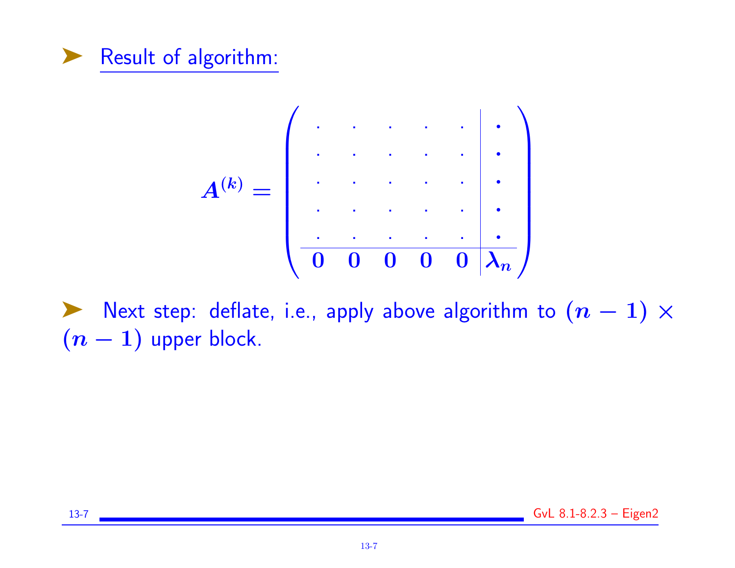- Result of algorithm:

$$A^{(k)} = \left( \begin{array}{ccccc|c} . & . & . & . & . & \bullet \\ . & . & . & . & . & \bullet \\ . & . & . & . & . & \bullet \\ . & . & . & . & . & \bullet \\ . & . & . & . & . & \bullet \\ \hline 0 & 0 & 0 & 0 & 0 & \lambda_n \end{array} \right)$$

- Next step: deflate, i.e., apply above algorithm to $(n-1) \times (n-1)$ upper block.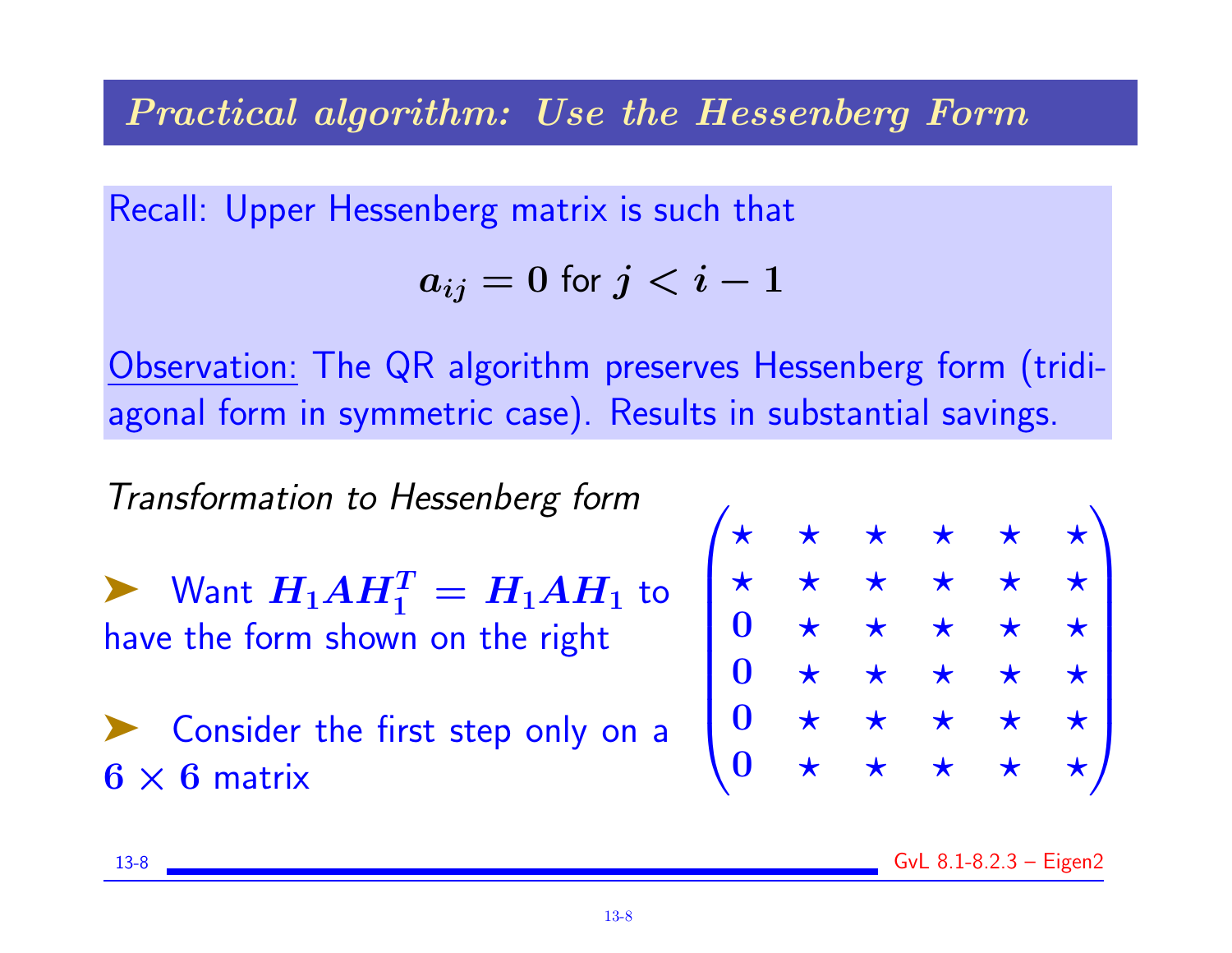# Practical algorithm: Use the Hessenberg Form

Recall: Upper Hessenberg matrix is such that

$$a_{ij} = 0 \text{ for } j < i - 1$$

Observation: The QR algorithm preserves Hessenberg form (tridiagonal form in symmetric case). Results in substantial savings.

*Transformation to Hessenberg form*

- Want $H_1 A H_1^T = H_1 A H_1$ to have the form shown on the right

- Consider the first step only on a $6 \times 6$ matrix

$$\begin{pmatrix} \star & \star & \star & \star & \star & \star \\ \star & \star & \star & \star & \star & \star \\ 0 & \star & \star & \star & \star & \star \\ 0 & \star & \star & \star & \star & \star \\ 0 & \star & \star & \star & \star & \star \\ 0 & \star & \star & \star & \star & \star \end{pmatrix}$$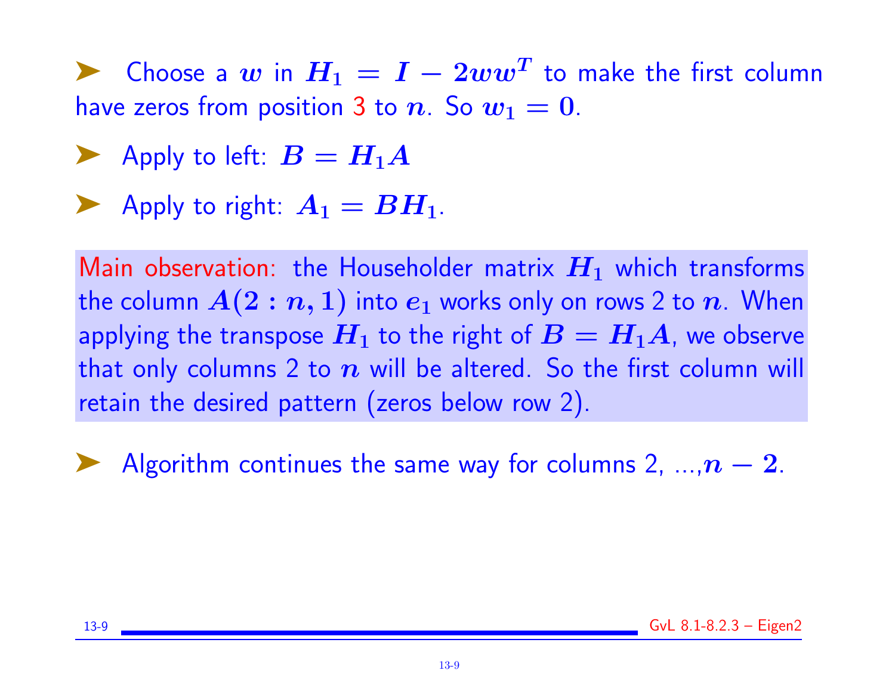- Choose a $w$ in $H_1 = I - 2ww^T$ to make the first column have zeros from position 3 to $n$. So $w_1 = 0$.
- Apply to left: $B = H_1 A$
- Apply to right: $A_1 = BH_1$.

Main observation: the Householder matrix $H_1$ which transforms the column $A(2:n,1)$ into $e_1$ works only on rows 2 to $n$. When applying the transpose $H_1$ to the right of $B = H_1 A$, we observe that only columns 2 to $n$ will be altered. So the first column will retain the desired pattern (zeros below row 2).

- Algorithm continues the same way for columns 2, ...,$n - 2$.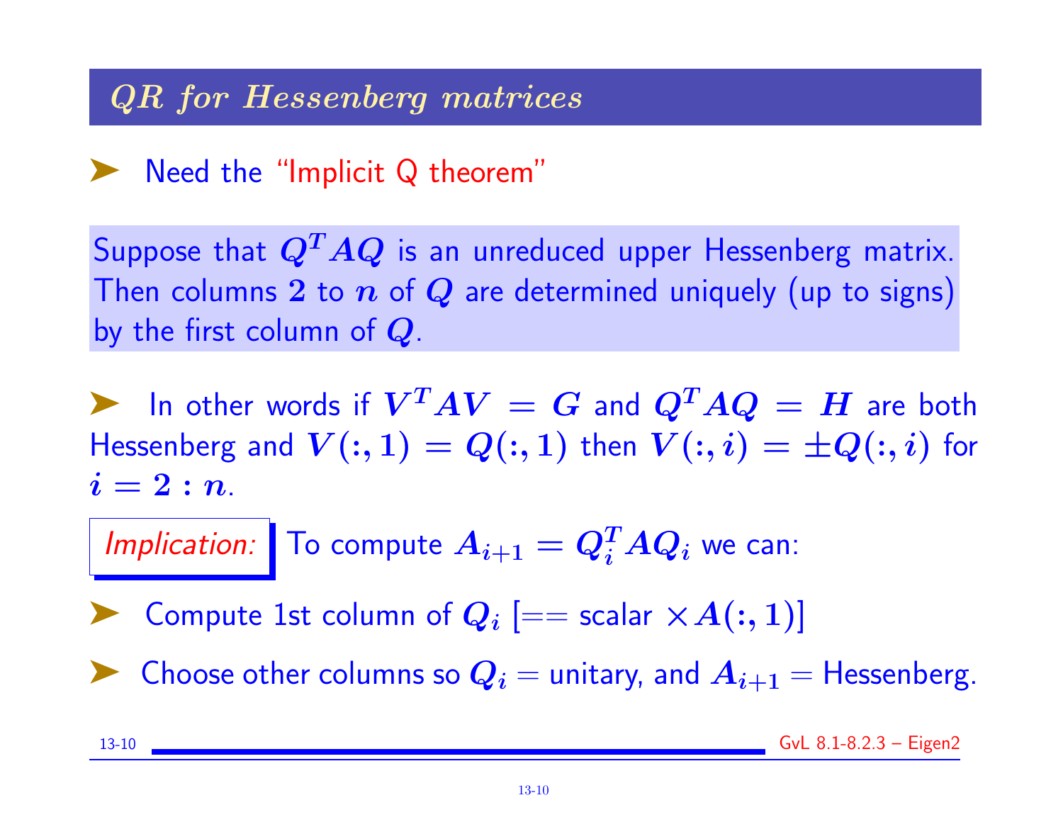## QR for Hessenberg matrices

- Need the "Implicit Q theorem"

Suppose that $Q^T A Q$ is an unreduced upper Hessenberg matrix. Then columns $2$ to $n$ of $Q$ are determined uniquely (up to signs) by the first column of $Q$.

- In other words if $V^T A V = G$ and $Q^T A Q = H$ are both Hessenberg and $V(:,1) = Q(:,1)$ then $V(:,i) = \pm Q(:,i)$ for $i = 2 : n$.

*Implication:* To compute $A_{i+1} = Q_i^T A Q_i$ we can:

- Compute 1st column of $Q_i$ [== scalar $\times A(:,1)$]
- Choose other columns so $Q_i$ = unitary, and $A_{i+1}$ = Hessenberg.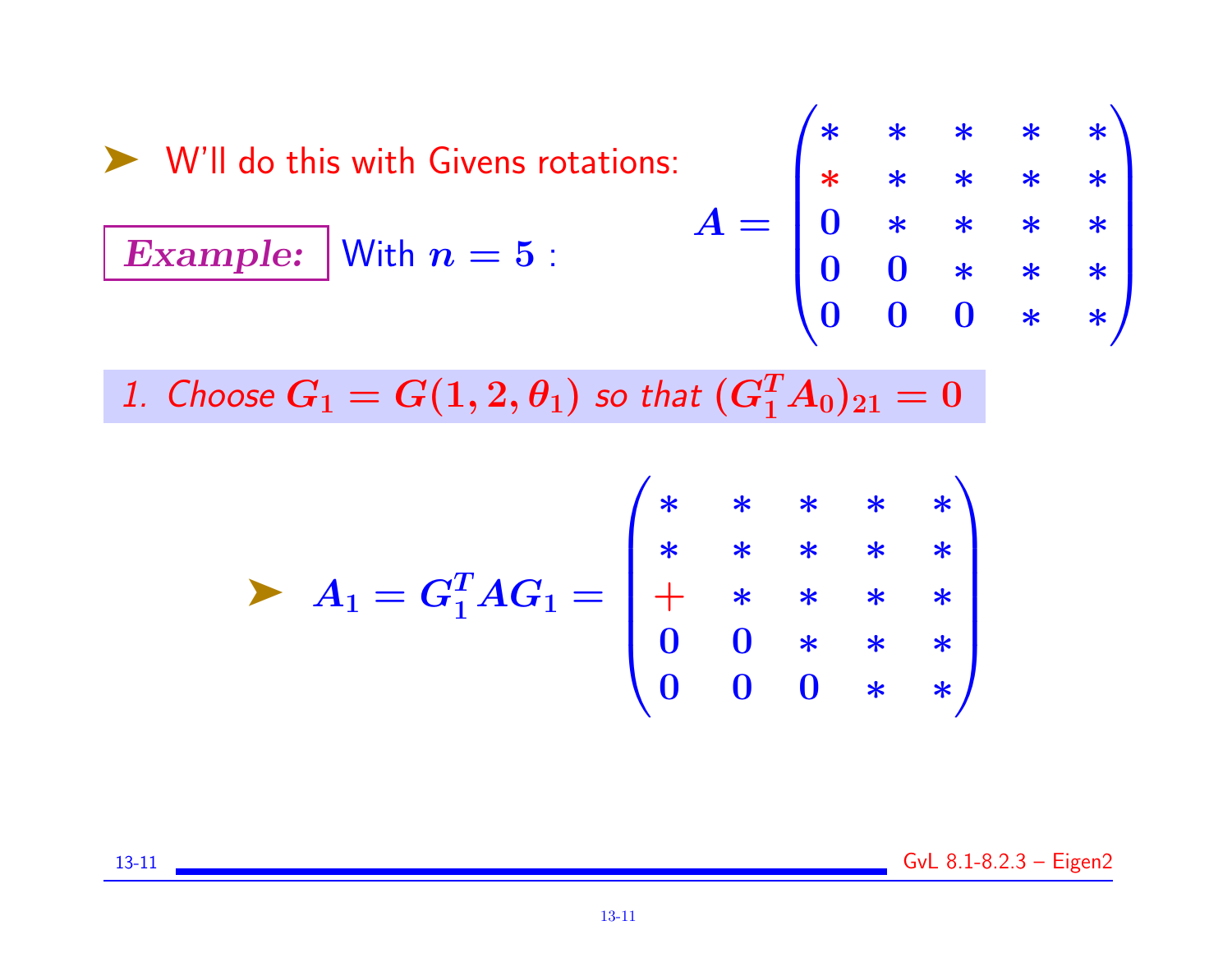- W'll do this with Givens rotations:

**Example:** With $n = 5$ :

$$A = \begin{pmatrix} * & * & * & * & * \\ * & * & * & * & * \\ 0 & * & * & * & * \\ 0 & 0 & * & * & * \\ 0 & 0 & 0 & * & * \end{pmatrix}$$

*1. Choose $G_1 = G(1, 2, \theta_1)$ so that $(G_1^T A_0)_{21} = 0$*

- $$A_1 = G_1^T A G_1 = \begin{pmatrix} * & * & * & * & * \\ * & * & * & * & * \\ + & * & * & * & * \\ 0 & 0 & * & * & * \\ 0 & 0 & 0 & * & * \end{pmatrix}$$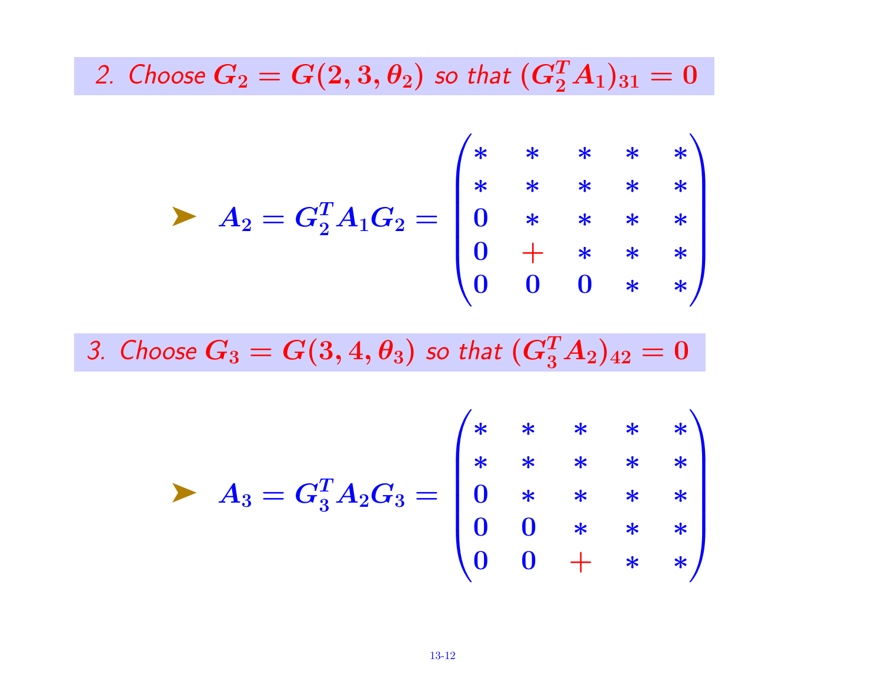2. *Choose* $G_2 = G(2, 3, \theta_2)$ *so that* $(G_2^T A_1)_{31} = 0$

- $$A_2 = G_2^T A_1 G_2 = \begin{pmatrix} * & * & * & * & * \\ * & * & * & * & * \\ 0 & * & * & * & * \\ 0 & + & * & * & * \\ 0 & 0 & 0 & * & * \end{pmatrix}$$

3. *Choose* $G_3 = G(3, 4, \theta_3)$ *so that* $(G_3^T A_2)_{42} = 0$

- $$A_3 = G_3^T A_2 G_3 = \begin{pmatrix} * & * & * & * & * \\ * & * & * & * & * \\ 0 & * & * & * & * \\ 0 & 0 & * & * & * \\ 0 & 0 & + & * & * \end{pmatrix}$$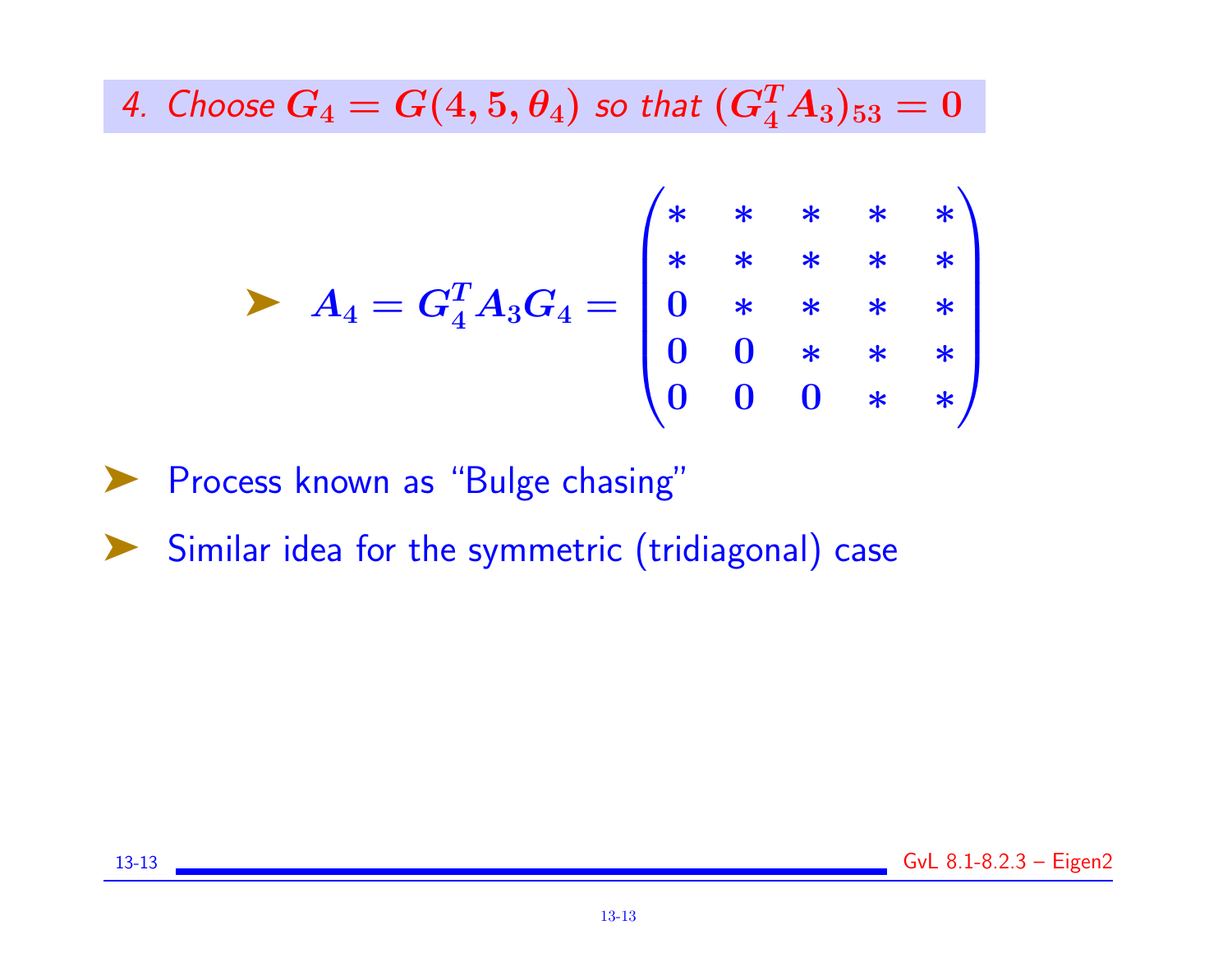## *4. Choose $G_4 = G(4, 5, \theta_4)$ so that $(G_4^T A_3)_{53} = 0$*

- $$A_4 = G_4^T A_3 G_4 = \begin{pmatrix} * & * & * & * & * \\ * & * & * & * & * \\ 0 & * & * & * & * \\ 0 & 0 & * & * & * \\ 0 & 0 & 0 & * & * \end{pmatrix}$$

- Process known as “Bulge chasing”
- Similar idea for the symmetric (tridiagonal) case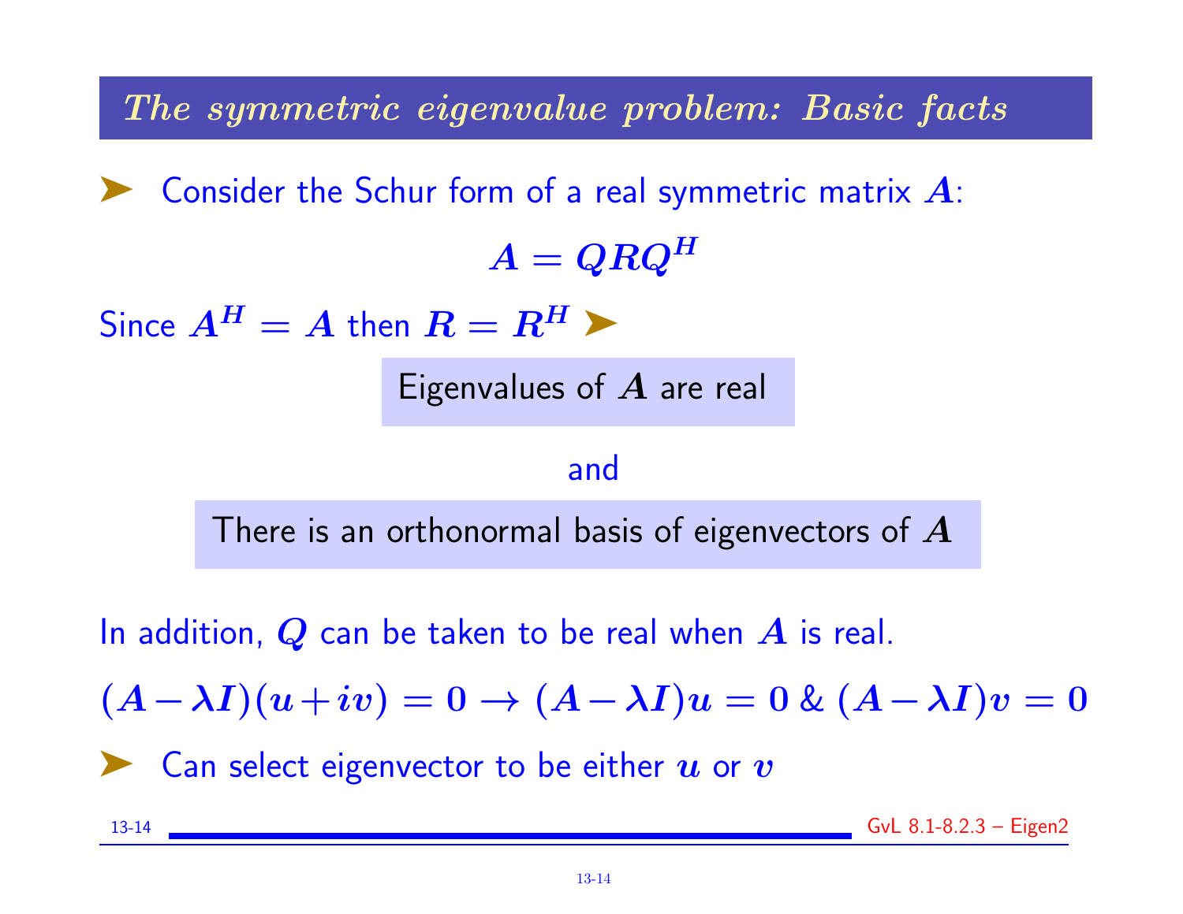## *The symmetric eigenvalue problem: Basic facts*

➤ Consider the Schur form of a real symmetric matrix $A$:

$$A = QRQ^H$$

Since $A^H = A$ then $R = R^H$ ➤

Eigenvalues of $A$ are real

and

There is an orthonormal basis of eigenvectors of $A$

In addition, $Q$ can be taken to be real when $A$ is real.

$$(A - \lambda I)(u + iv) = 0 \rightarrow (A - \lambda I)u = 0 \;\&\; (A - \lambda I)v = 0$$

➤ Can select eigenvector to be either $u$ or $v$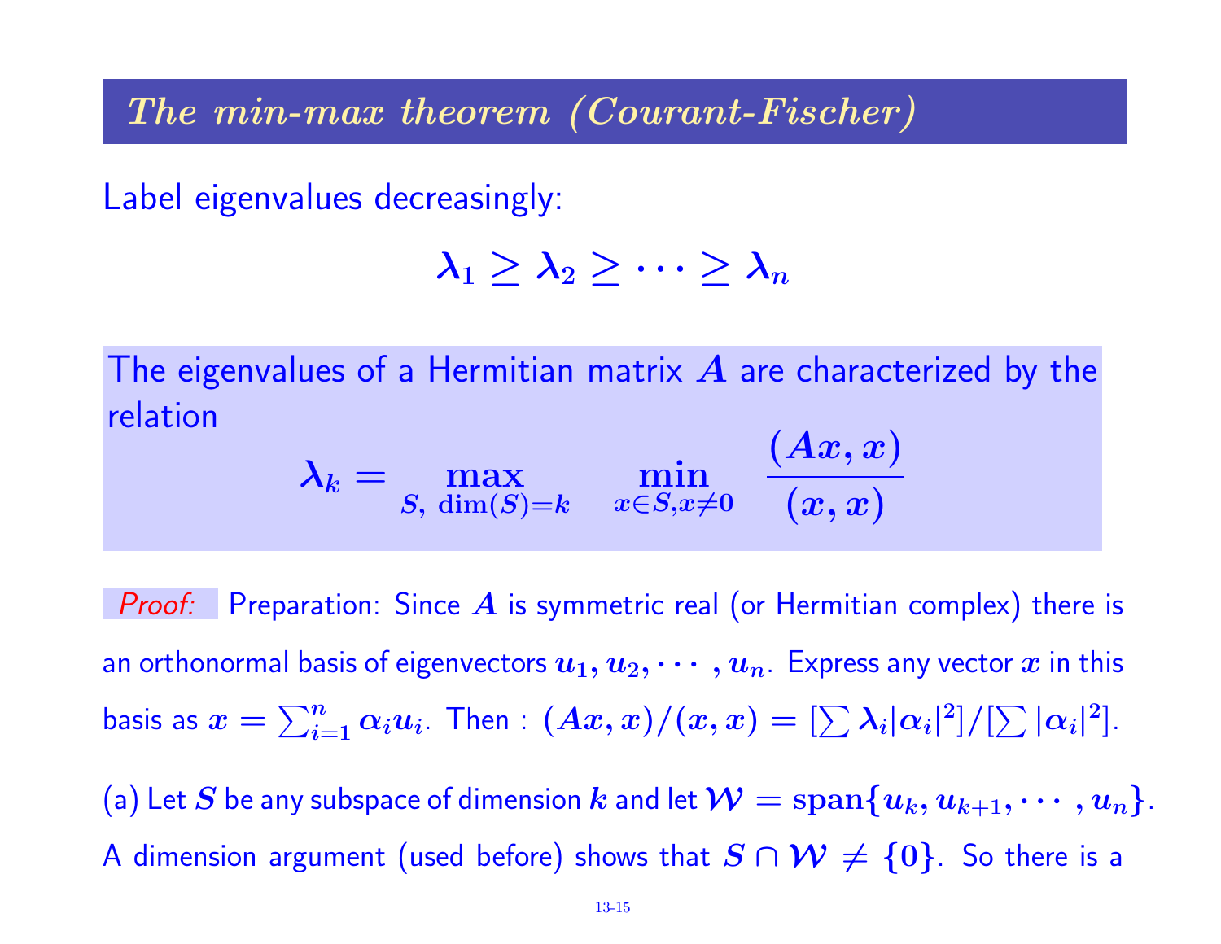## *The min-max theorem (Courant-Fischer)*

Label eigenvalues decreasingly:

$$\lambda_1 \geq \lambda_2 \geq \cdots \geq \lambda_n$$

The eigenvalues of a Hermitian matrix $A$ are characterized by the relation

$$\lambda_k = \max_{S,\ \dim(S)=k} \quad \min_{x \in S, x \neq 0} \ \frac{(Ax, x)}{(x, x)}$$

*Proof:* Preparation: Since $A$ is symmetric real (or Hermitian complex) there is an orthonormal basis of eigenvectors $u_1, u_2, \cdots, u_n$. Express any vector $x$ in this basis as $x = \sum_{i=1}^{n} \alpha_i u_i$. Then : $(Ax, x)/(x, x) = [\sum \lambda_i |\alpha_i|^2]/[\sum |\alpha_i|^2]$.

(a) Let $S$ be any subspace of dimension $k$ and let $\mathcal{W} = \mathbf{span}\{u_k, u_{k+1}, \cdots, u_n\}$. A dimension argument (used before) shows that $S \cap \mathcal{W} \neq \{0\}$. So there is a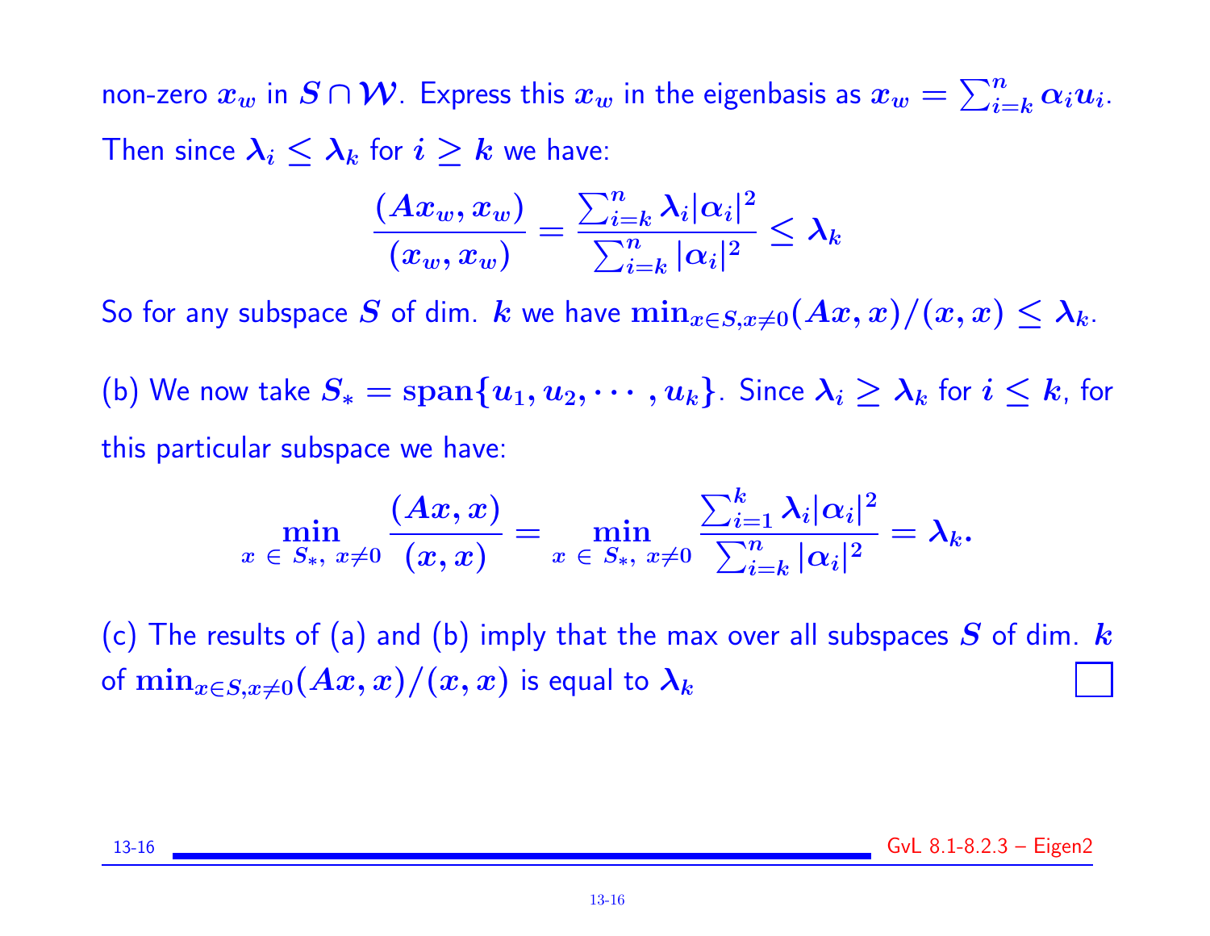non-zero $x_w$ in $S \cap \mathcal{W}$. Express this $x_w$ in the eigenbasis as $x_w = \sum_{i=k}^{n} \alpha_i u_i$. Then since $\lambda_i \leq \lambda_k$ for $i \geq k$ we have:

$$\frac{(Ax_w, x_w)}{(x_w, x_w)} = \frac{\sum_{i=k}^{n} \lambda_i |\alpha_i|^2}{\sum_{i=k}^{n} |\alpha_i|^2} \leq \lambda_k$$

So for any subspace $S$ of dim. $k$ we have $\min_{x \in S, x \neq 0} (Ax, x)/(x, x) \leq \lambda_k$.

(b) We now take $S_* = \text{span}\{u_1, u_2, \cdots, u_k\}$. Since $\lambda_i \geq \lambda_k$ for $i \leq k$, for this particular subspace we have:

$$\min_{x \,\in\, S_*,\; x \neq 0} \frac{(Ax, x)}{(x, x)} = \min_{x \,\in\, S_*,\; x \neq 0} \frac{\sum_{i=1}^{k} \lambda_i |\alpha_i|^2}{\sum_{i=k}^{n} |\alpha_i|^2} = \lambda_k.$$

(c) The results of (a) and (b) imply that the max over all subspaces $S$ of dim. $k$ of $\min_{x \in S, x \neq 0} (Ax, x)/(x, x)$ is equal to $\lambda_k$ □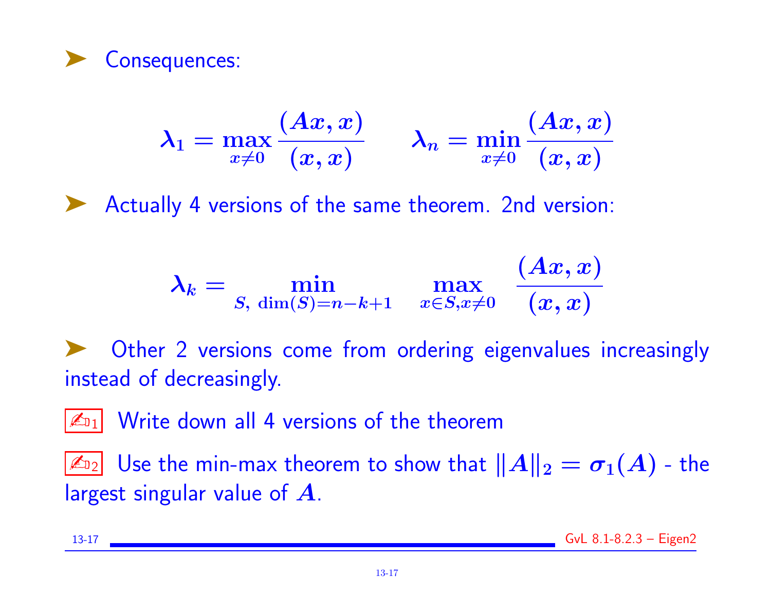- Consequences:

$$\lambda_1 = \max_{x \neq 0} \frac{(Ax, x)}{(x, x)} \qquad \lambda_n = \min_{x \neq 0} \frac{(Ax, x)}{(x, x)}$$

- Actually 4 versions of the same theorem. 2nd version:

$$\lambda_k = \min_{S,\ \dim(S)=n-k+1} \quad \max_{x \in S, x \neq 0} \quad \frac{(Ax, x)}{(x, x)}$$

- Other 2 versions come from ordering eigenvalues increasingly instead of decreasingly.

✍1 Write down all 4 versions of the theorem

✍2 Use the min-max theorem to show that $\|A\|_2 = \sigma_1(A)$ - the largest singular value of $A$.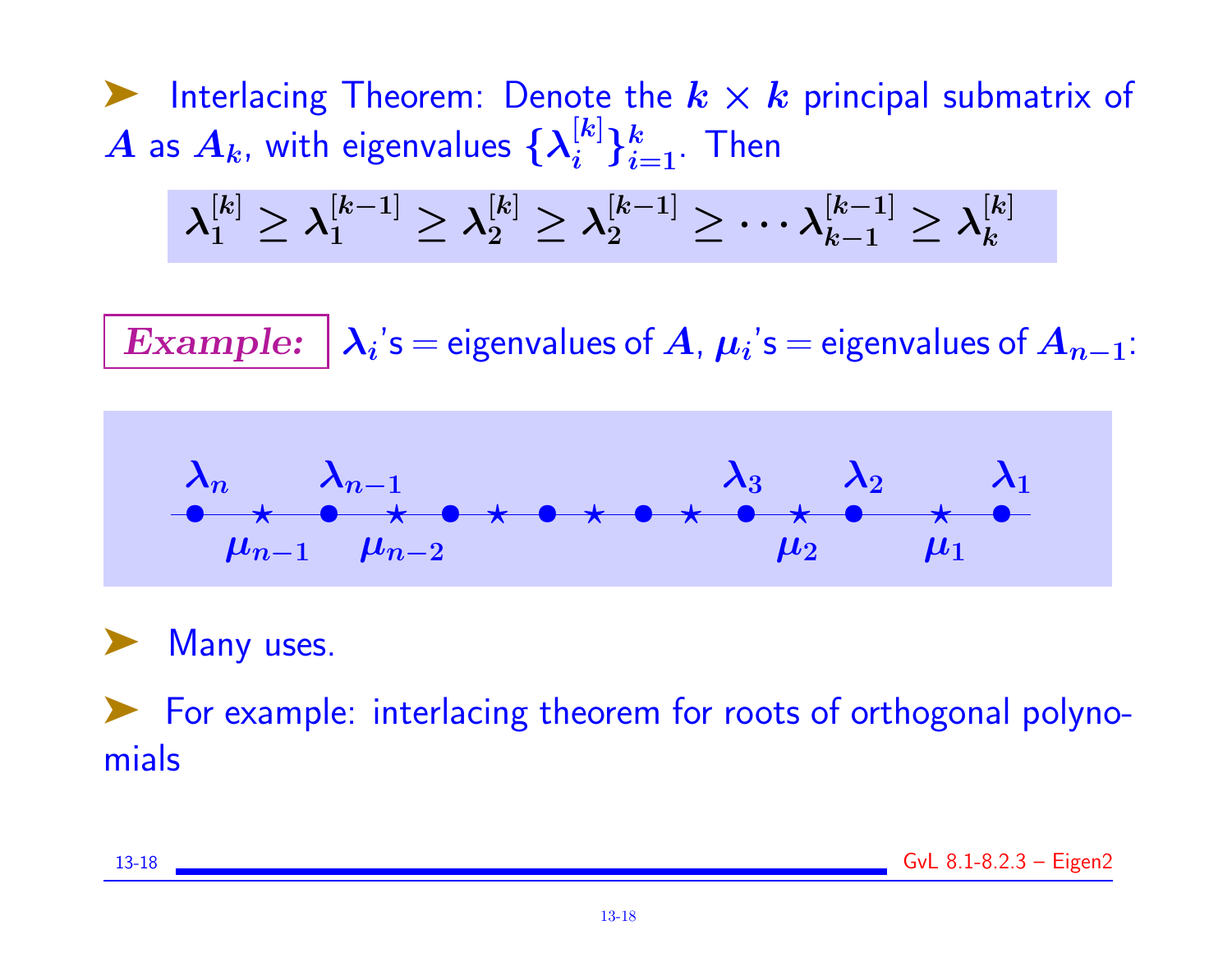- Interlacing Theorem: Denote the $k \times k$ principal submatrix of $A$ as $A_k$, with eigenvalues $\{\lambda_i^{[k]}\}_{i=1}^k$. Then

$$\lambda_1^{[k]} \geq \lambda_1^{[k-1]} \geq \lambda_2^{[k]} \geq \lambda_2^{[k-1]} \geq \cdots \lambda_{k-1}^{[k-1]} \geq \lambda_k^{[k]}$$

***Example:*** $\lambda_i$'s = eigenvalues of $A$, $\mu_i$'s = eigenvalues of $A_{n-1}$:

$\lambda_n$ • $\mu_{n-1}$ ⋆ $\lambda_{n-1}$ • $\mu_{n-2}$ ⋆ • ⋆ • ⋆ • ⋆ $\lambda_3$ • $\mu_2$ ⋆ $\lambda_2$ • $\mu_1$ ⋆ $\lambda_1$ •

- Many uses.
- For example: interlacing theorem for roots of orthogonal polynomials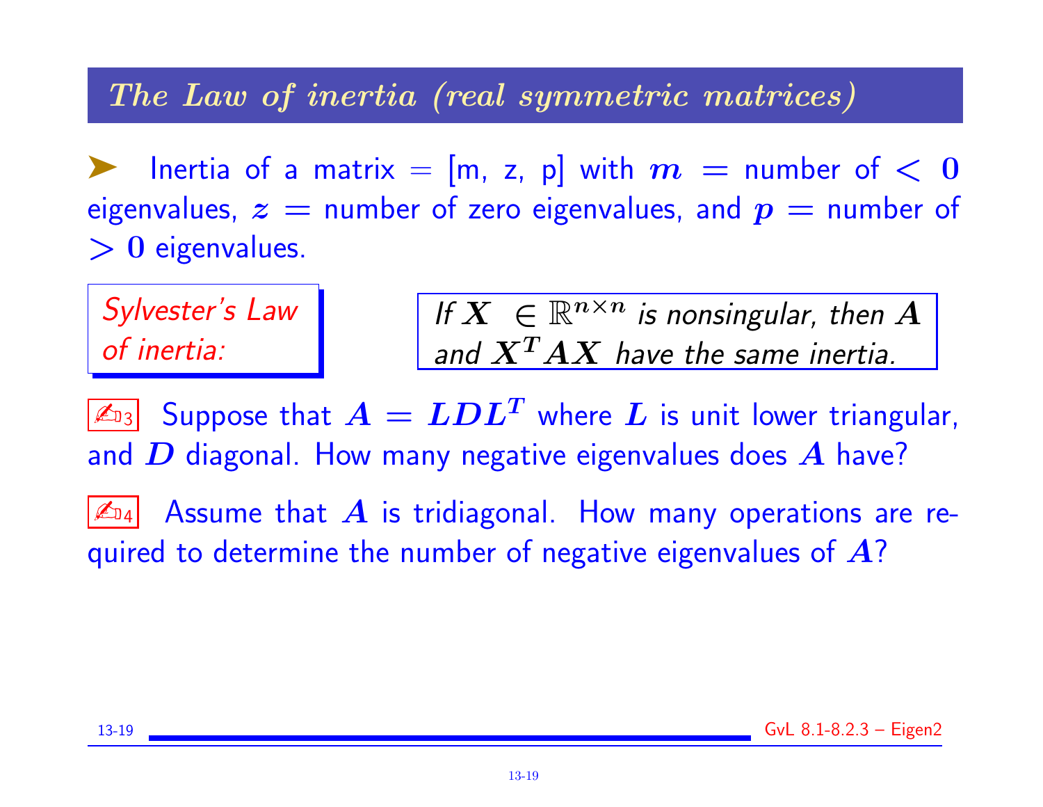## The Law of inertia (real symmetric matrices)

- Inertia of a matrix = [m, z, p] with $m$ = number of $< 0$ eigenvalues, $z$ = number of zero eigenvalues, and $p$ = number of $> 0$ eigenvalues.

*Sylvester's Law of inertia:* *If $X \in \mathbb{R}^{n \times n}$ is nonsingular, then $A$ and $X^T A X$ have the same inertia.*

✍3 Suppose that $A = LDL^T$ where $L$ is unit lower triangular, and $D$ diagonal. How many negative eigenvalues does $A$ have?

✍4 Assume that $A$ is tridiagonal. How many operations are required to determine the number of negative eigenvalues of $A$?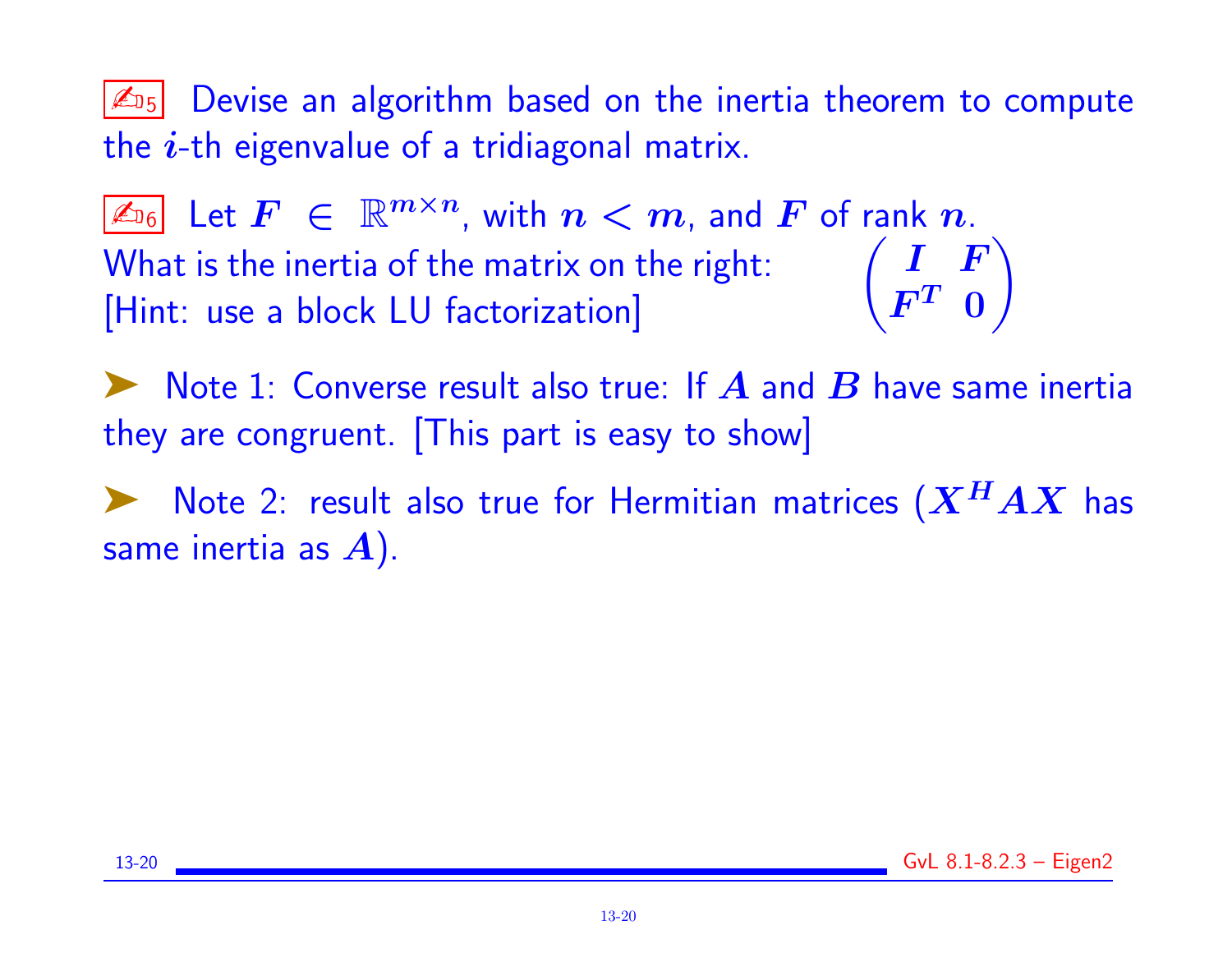✍₅ Devise an algorithm based on the inertia theorem to compute the $i$-th eigenvalue of a tridiagonal matrix.

✍₆ Let $F \in \mathbb{R}^{m \times n}$, with $n < m$, and $F$ of rank $n$. What is the inertia of the matrix on the right: [Hint: use a block LU factorization]

$$\begin{pmatrix} I & F \\ F^T & 0 \end{pmatrix}$$

➤ Note 1: Converse result also true: If $A$ and $B$ have same inertia they are congruent. [This part is easy to show]

➤ Note 2: result also true for Hermitian matrices ($X^H A X$ has same inertia as $A$).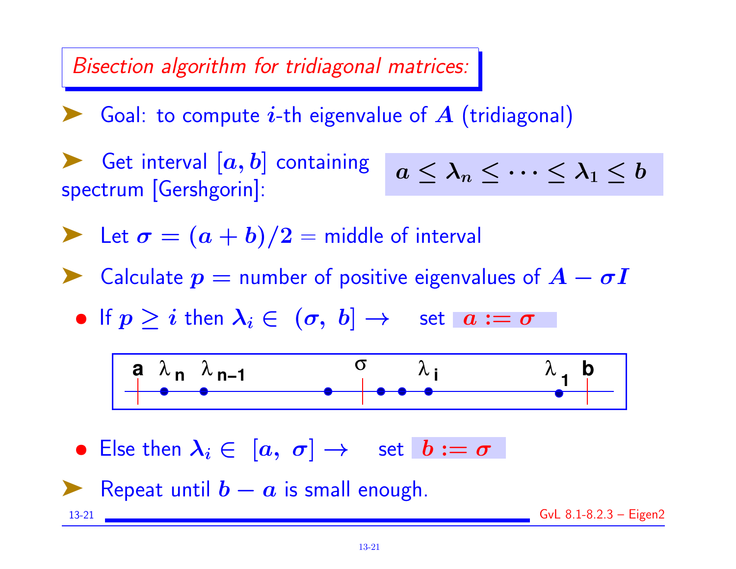## *Bisection algorithm for tridiagonal matrices:*

- Goal: to compute $i$-th eigenvalue of $A$ (tridiagonal)
- Get interval $[a, b]$ containing spectrum [Gershgorin]:

$$a \le \lambda_n \le \cdots \le \lambda_1 \le b$$

- Let $\sigma = (a + b)/2$ = middle of interval
- Calculate $p$ = number of positive eigenvalues of $A - \sigma I$
  - If $p \ge i$ then $\lambda_i \in \ (\sigma,\ b] \rightarrow$ set $a := \sigma$
  - Else then $\lambda_i \in \ [a,\ \sigma] \rightarrow$ set $b := \sigma$
- Repeat until $b - a$ is small enough.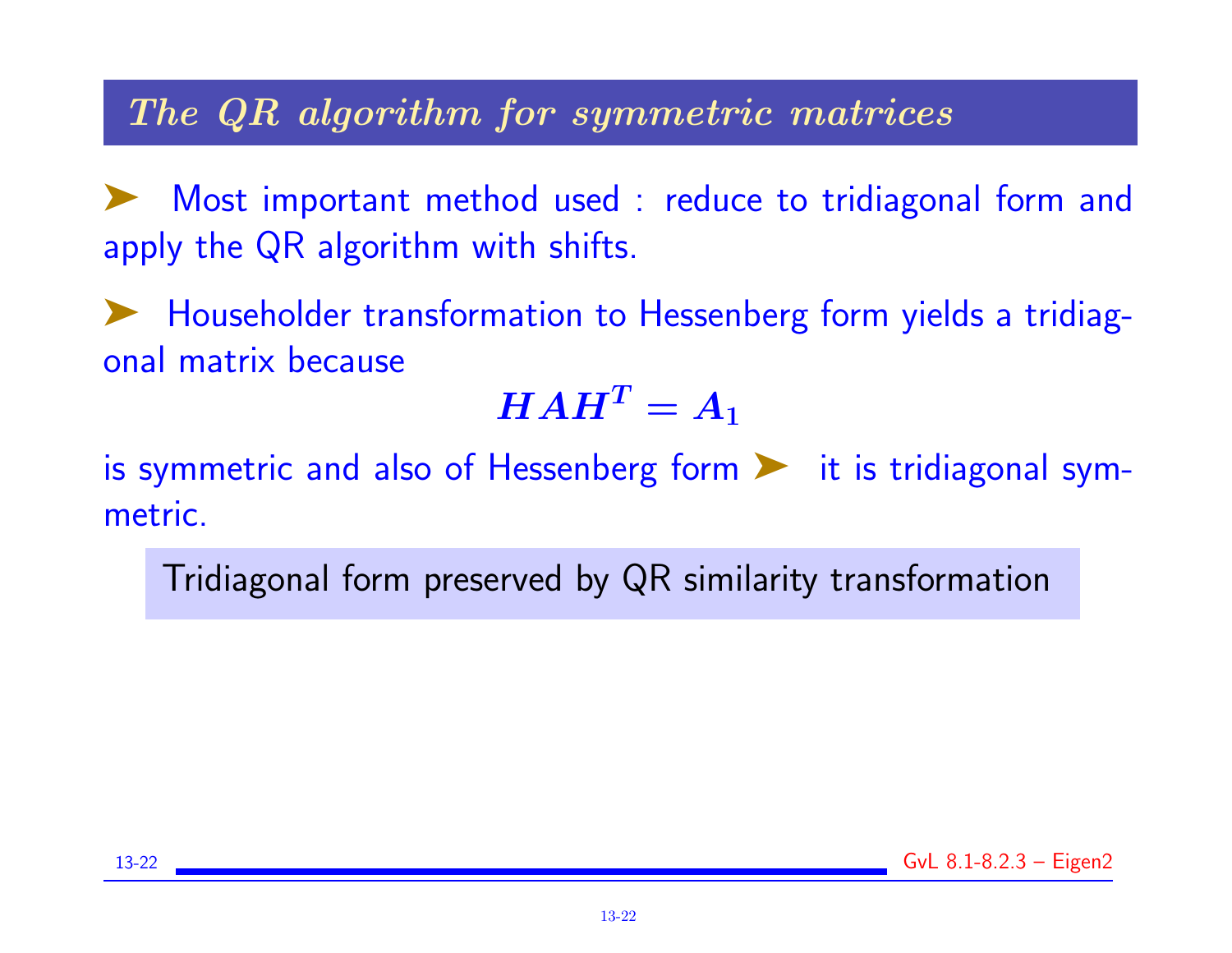## *The QR algorithm for symmetric matrices*

➤ Most important method used : reduce to tridiagonal form and apply the QR algorithm with shifts.

➤ Householder transformation to Hessenberg form yields a tridiagonal matrix because

$$HAH^T = A_1$$

is symmetric and also of Hessenberg form ➤ it is tridiagonal symmetric.

Tridiagonal form preserved by QR similarity transformation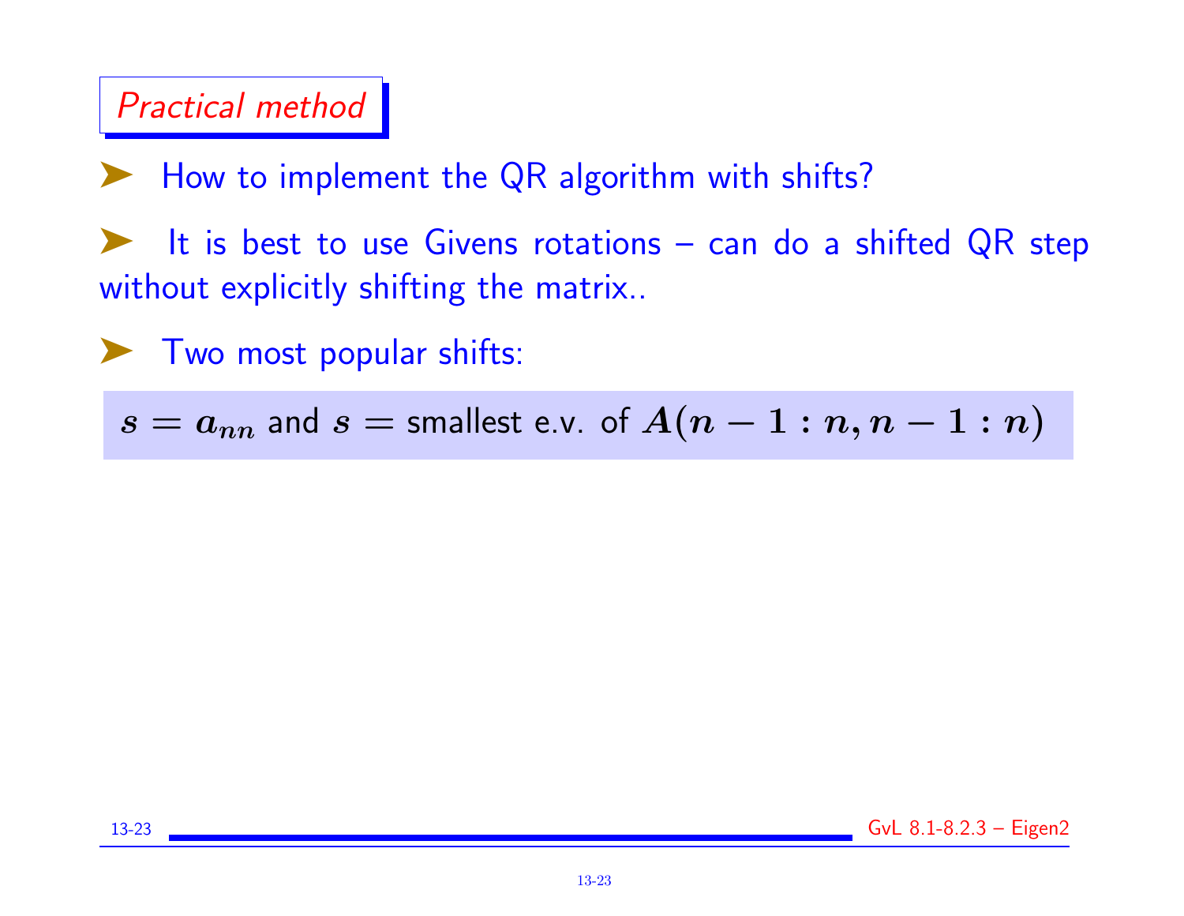## Practical method

- How to implement the QR algorithm with shifts?
- It is best to use Givens rotations – can do a shifted QR step without explicitly shifting the matrix..
- Two most popular shifts:

$s = a_{nn}$ and $s =$ smallest e.v. of $A(n-1:n, n-1:n)$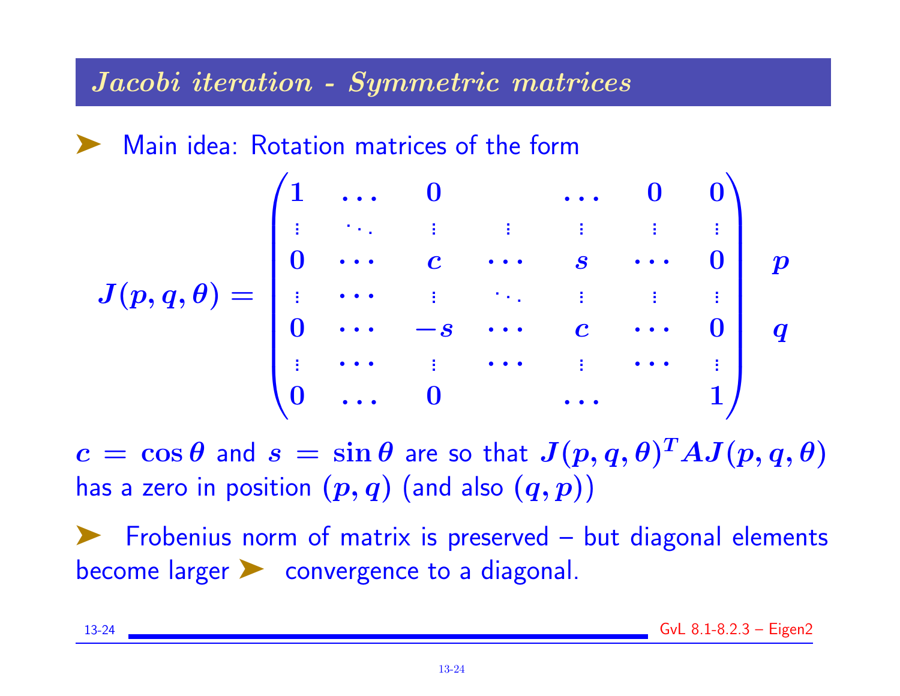## *Jacobi iteration - Symmetric matrices*

➤ Main idea: Rotation matrices of the form

$$J(p,q,\theta) = \begin{pmatrix} 1 & \dots & 0 & & \dots & 0 & 0 \\ \vdots & \ddots & \vdots & \vdots & \vdots & \vdots & \vdots \\ 0 & \cdots & c & \cdots & s & \cdots & 0 \\ \vdots & \cdots & \vdots & \ddots & \vdots & \vdots & \vdots \\ 0 & \cdots & -s & \cdots & c & \cdots & 0 \\ \vdots & \cdots & \vdots & \cdots & \vdots & \cdots & \vdots \\ 0 & \dots & 0 & & \dots & & 1 \end{pmatrix} \begin{matrix} \\ \\ p \\ \\ q \\ \\ \\ \end{matrix}$$

$c = \cos\theta$ and $s = \sin\theta$ are so that $J(p,q,\theta)^T A J(p,q,\theta)$ has a zero in position $(p,q)$ (and also $(q,p)$)

➤ Frobenius norm of matrix is preserved – but diagonal elements become larger ➤ convergence to a diagonal.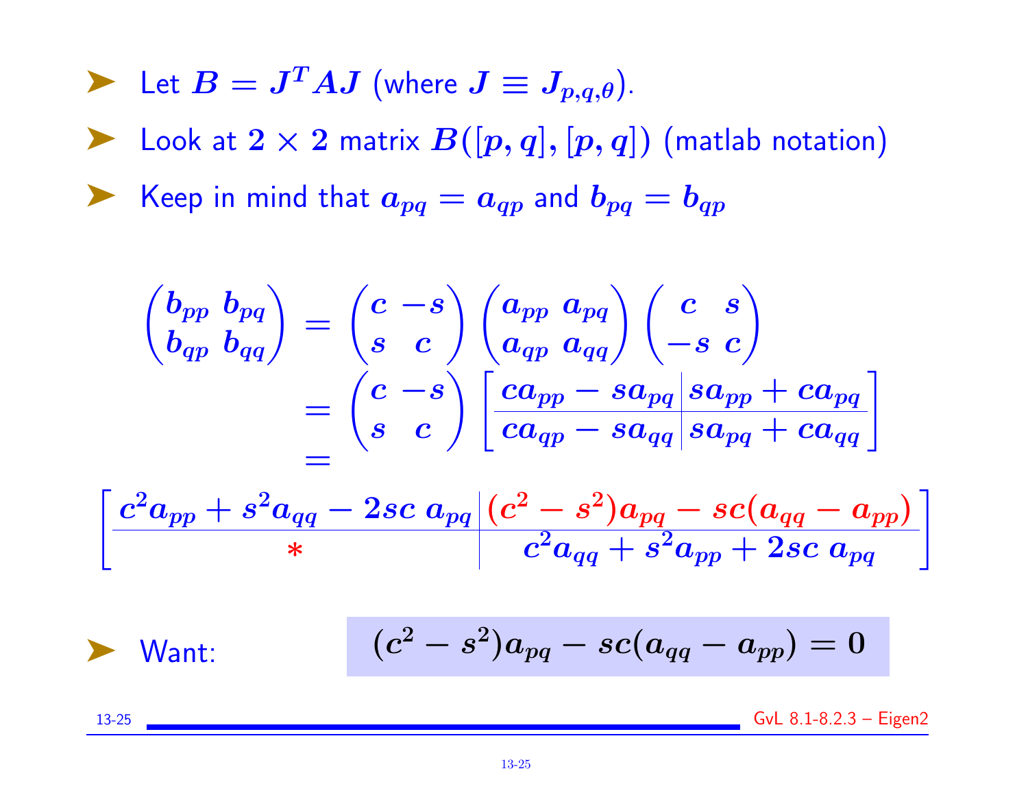- Let $B = J^T A J$ (where $J \equiv J_{p,q,\theta}$).
- Look at $2 \times 2$ matrix $B([p,q],[p,q])$ (matlab notation)
- Keep in mind that $a_{pq} = a_{qp}$ and $b_{pq} = b_{qp}$

$$
\begin{pmatrix} b_{pp} & b_{pq} \\ b_{qp} & b_{qq} \end{pmatrix} = \begin{pmatrix} c & -s \\ s & c \end{pmatrix} \begin{pmatrix} a_{pp} & a_{pq} \\ a_{qp} & a_{qq} \end{pmatrix} \begin{pmatrix} c & s \\ -s & c \end{pmatrix}
$$

$$
= \begin{pmatrix} c & -s \\ s & c \end{pmatrix} \left[ \begin{array}{c|c} ca_{pp} - sa_{pq} & sa_{pp} + ca_{pq} \\ \hline ca_{qp} - sa_{qq} & sa_{pq} + ca_{qq} \end{array} \right]
$$

$$
= \left[ \begin{array}{c|c} c^2 a_{pp} + s^2 a_{qq} - 2sc\, a_{pq} & (c^2 - s^2) a_{pq} - sc(a_{qq} - a_{pp}) \\ \hline * & c^2 a_{qq} + s^2 a_{pp} + 2sc\, a_{pq} \end{array} \right]
$$

- Want:

$$
(c^2 - s^2) a_{pq} - sc(a_{qq} - a_{pp}) = 0
$$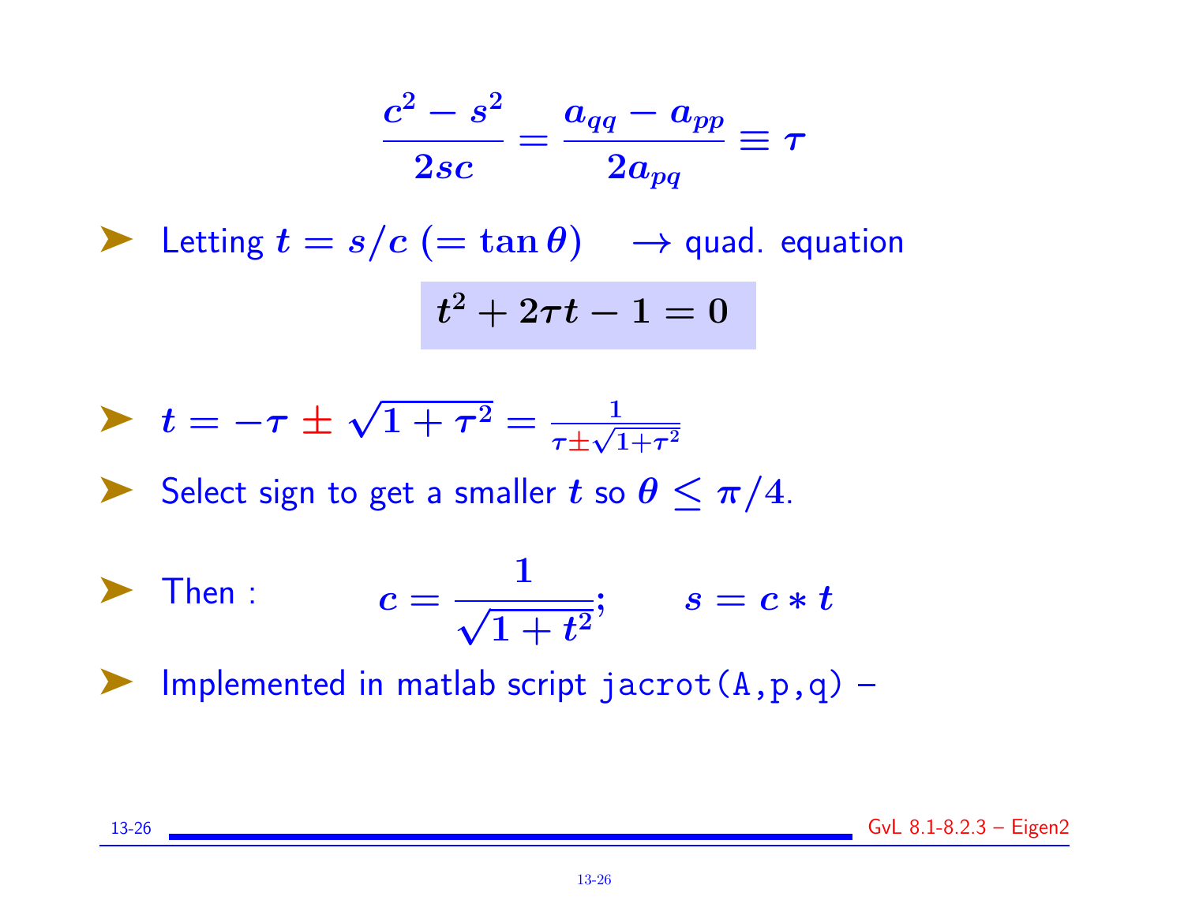$$\frac{c^2 - s^2}{2sc} = \frac{a_{qq} - a_{pp}}{2a_{pq}} \equiv \tau$$

- Letting $t = s/c$ $(= \tan\theta)$ $\quad \rightarrow$ quad. equation

$$t^2 + 2\tau t - 1 = 0$$

- $t = -\tau \pm \sqrt{1 + \tau^2} = \frac{1}{\tau \pm \sqrt{1+\tau^2}}$
- Select sign to get a smaller $t$ so $\theta \leq \pi/4$.
- Then : $\qquad c = \frac{1}{\sqrt{1 + t^2}}; \qquad s = c * t$
- Implemented in matlab script `jacrot(A,p,q)` –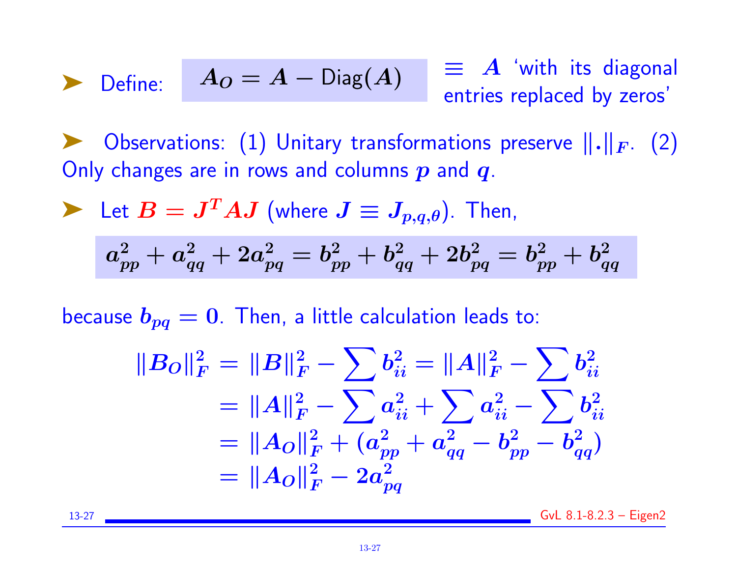- Define: $A_O = A - \text{Diag}(A)$ $\equiv$ $A$ 'with its diagonal entries replaced by zeros'

- Observations: (1) Unitary transformations preserve $\|.\|_F$. (2) Only changes are in rows and columns $p$ and $q$.

- Let $B = J^T A J$ (where $J \equiv J_{p,q,\theta}$). Then,

$$a_{pp}^2 + a_{qq}^2 + 2a_{pq}^2 = b_{pp}^2 + b_{qq}^2 + 2b_{pq}^2 = b_{pp}^2 + b_{qq}^2$$

because $b_{pq} = 0$. Then, a little calculation leads to:

$$\begin{aligned}
\|B_O\|_F^2 &= \|B\|_F^2 - \sum b_{ii}^2 = \|A\|_F^2 - \sum b_{ii}^2 \\
&= \|A\|_F^2 - \sum a_{ii}^2 + \sum a_{ii}^2 - \sum b_{ii}^2 \\
&= \|A_O\|_F^2 + (a_{pp}^2 + a_{qq}^2 - b_{pp}^2 - b_{qq}^2) \\
&= \|A_O\|_F^2 - 2a_{pq}^2
\end{aligned}$$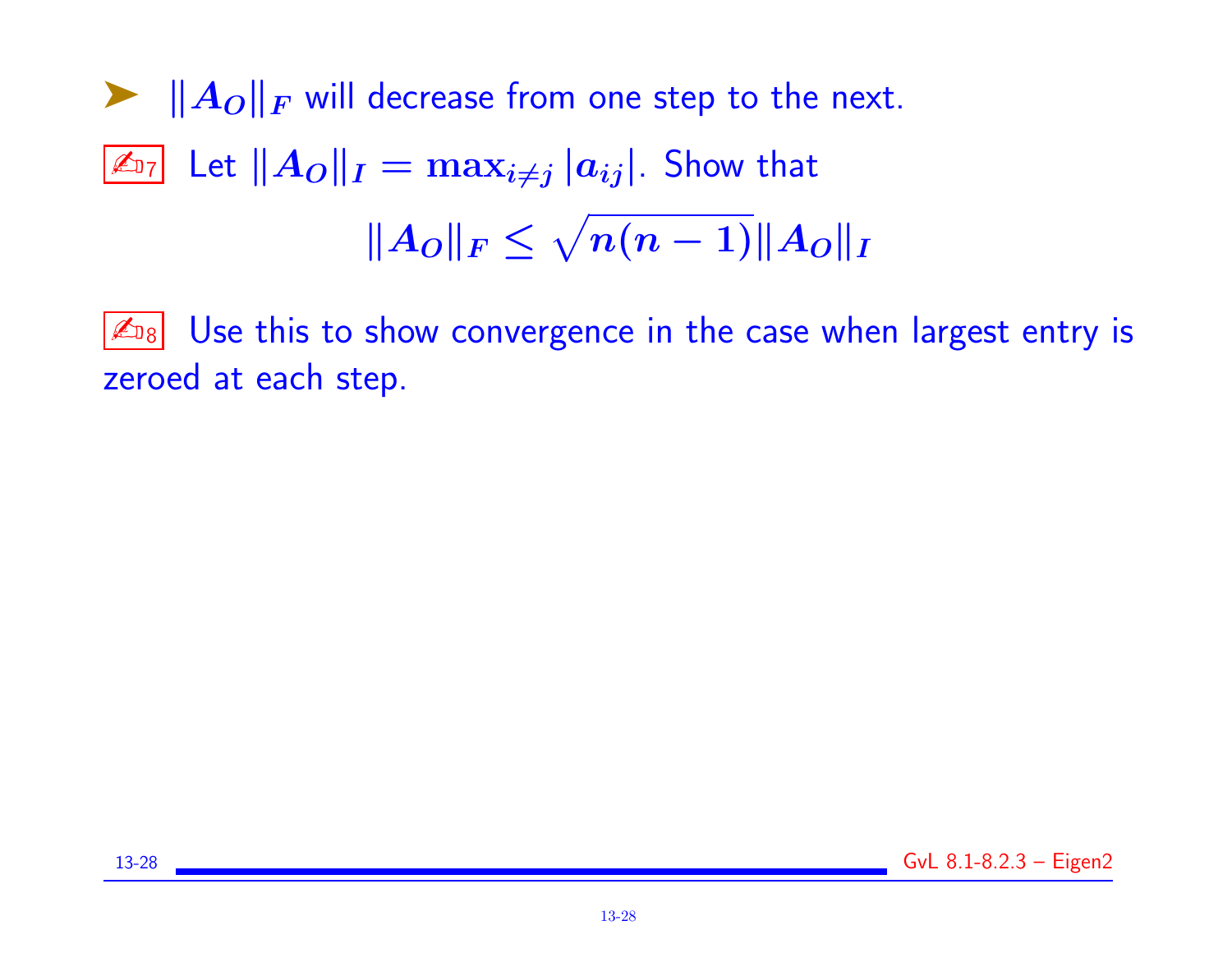➤ $\|A_O\|_F$ will decrease from one step to the next.

✍7 Let $\|A_O\|_I = \max_{i \neq j} |a_{ij}|$. Show that

$$\|A_O\|_F \leq \sqrt{n(n-1)}\|A_O\|_I$$

✍8 Use this to show convergence in the case when largest entry is zeroed at each step.